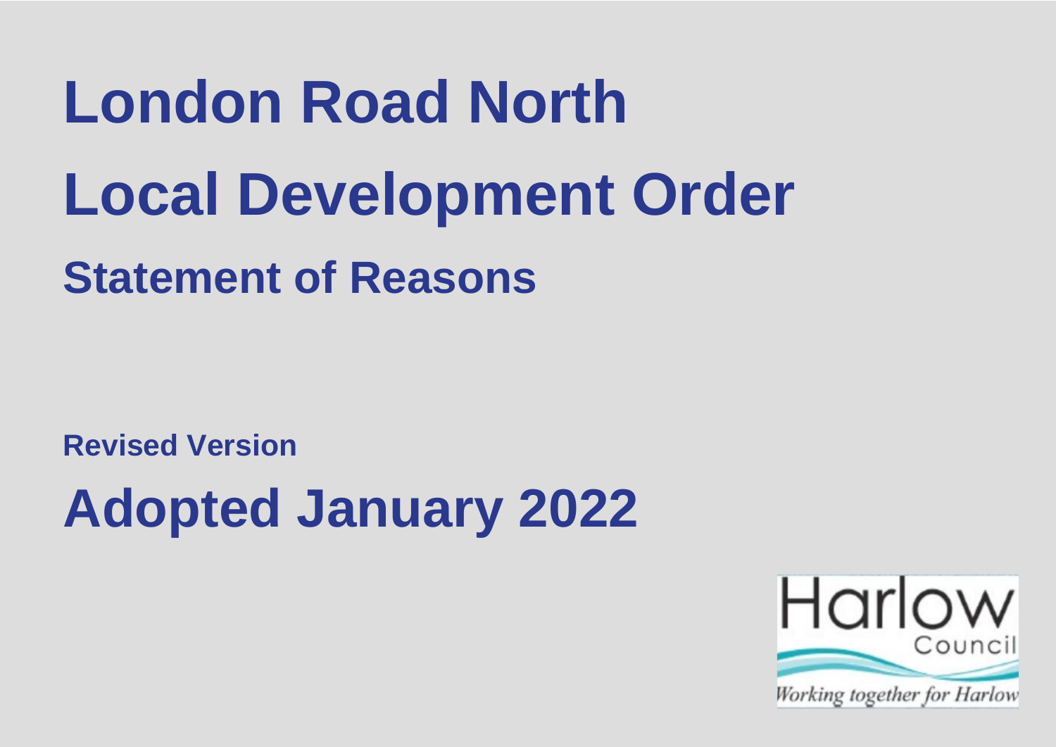# London Road North

# Local Development Order

## Statement of Reasons

**Revised Version**

# Adopted January 2022

Harlow Council

*Working together for Harlow*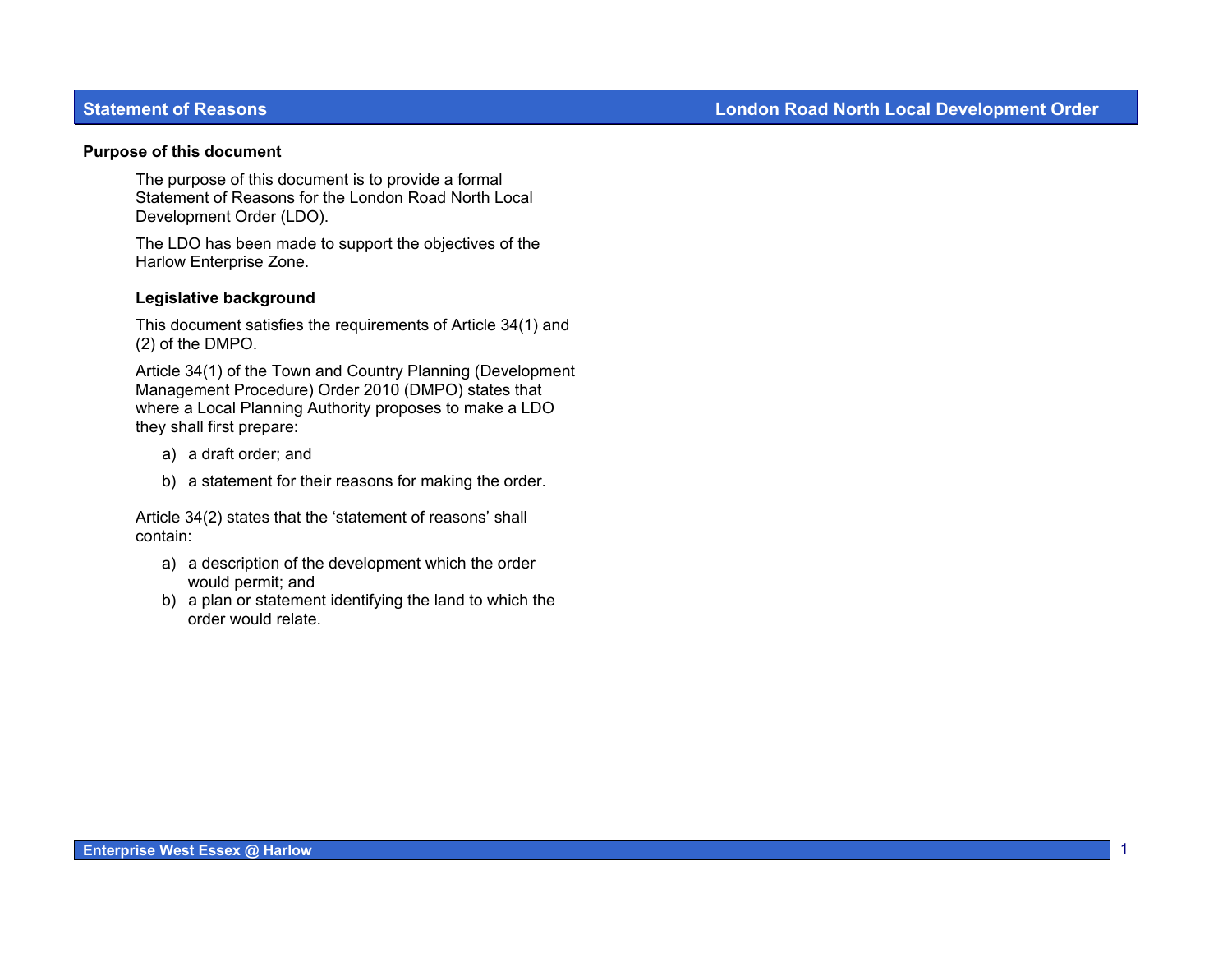## Purpose of this document

The purpose of this document is to provide a formal Statement of Reasons for the London Road North Local Development Order (LDO).

The LDO has been made to support the objectives of the Harlow Enterprise Zone.

### Legislative background

This document satisfies the requirements of Article 34(1) and (2) of the DMPO.

Article 34(1) of the Town and Country Planning (Development Management Procedure) Order 2010 (DMPO) states that where a Local Planning Authority proposes to make a LDO they shall first prepare:

a) a draft order; and

b) a statement for their reasons for making the order.

Article 34(2) states that the 'statement of reasons' shall contain:

a) a description of the development which the order would permit; and
b) a plan or statement identifying the land to which the order would relate.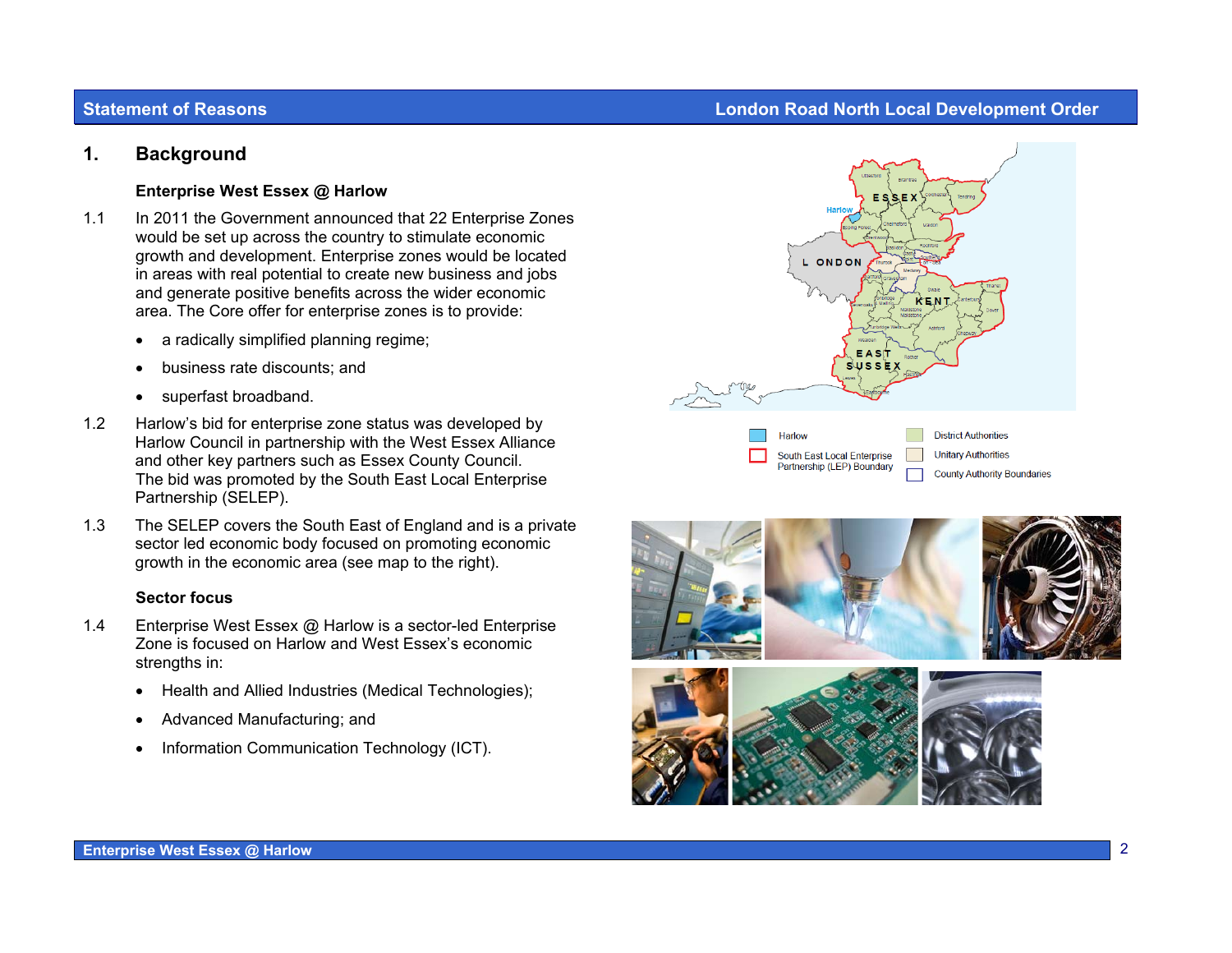# 1. Background

### Enterprise West Essex @ Harlow

1.1 In 2011 the Government announced that 22 Enterprise Zones would be set up across the country to stimulate economic growth and development. Enterprise zones would be located in areas with real potential to create new business and jobs and generate positive benefits across the wider economic area. The Core offer for enterprise zones is to provide:

- a radically simplified planning regime;
- business rate discounts; and
- superfast broadband.

1.2 Harlow's bid for enterprise zone status was developed by Harlow Council in partnership with the West Essex Alliance and other key partners such as Essex County Council. The bid was promoted by the South East Local Enterprise Partnership (SELEP).

1.3 The SELEP covers the South East of England and is a private sector led economic body focused on promoting economic growth in the economic area (see map to the right).

### Sector focus

1.4 Enterprise West Essex @ Harlow is a sector-led Enterprise Zone is focused on Harlow and West Essex's economic strengths in:

- Health and Allied Industries (Medical Technologies);
- Advanced Manufacturing; and
- Information Communication Technology (ICT).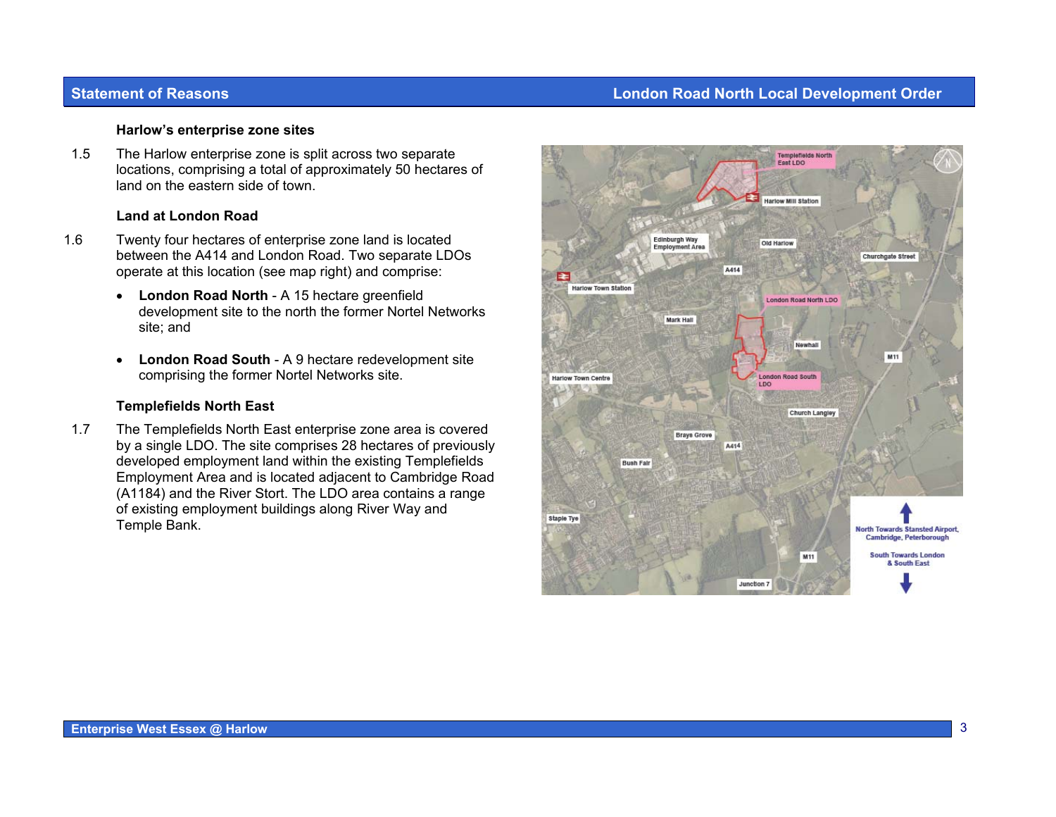### Harlow's enterprise zone sites

1.5 The Harlow enterprise zone is split across two separate locations, comprising a total of approximately 50 hectares of land on the eastern side of town.

### Land at London Road

1.6 Twenty four hectares of enterprise zone land is located between the A414 and London Road. Two separate LDOs operate at this location (see map right) and comprise:

- **London Road North** - A 15 hectare greenfield development site to the north the former Nortel Networks site; and

- **London Road South** - A 9 hectare redevelopment site comprising the former Nortel Networks site.

### Templefields North East

1.7 The Templefields North East enterprise zone area is covered by a single LDO. The site comprises 28 hectares of previously developed employment land within the existing Templefields Employment Area and is located adjacent to Cambridge Road (A1184) and the River Stort. The LDO area contains a range of existing employment buildings along River Way and Temple Bank.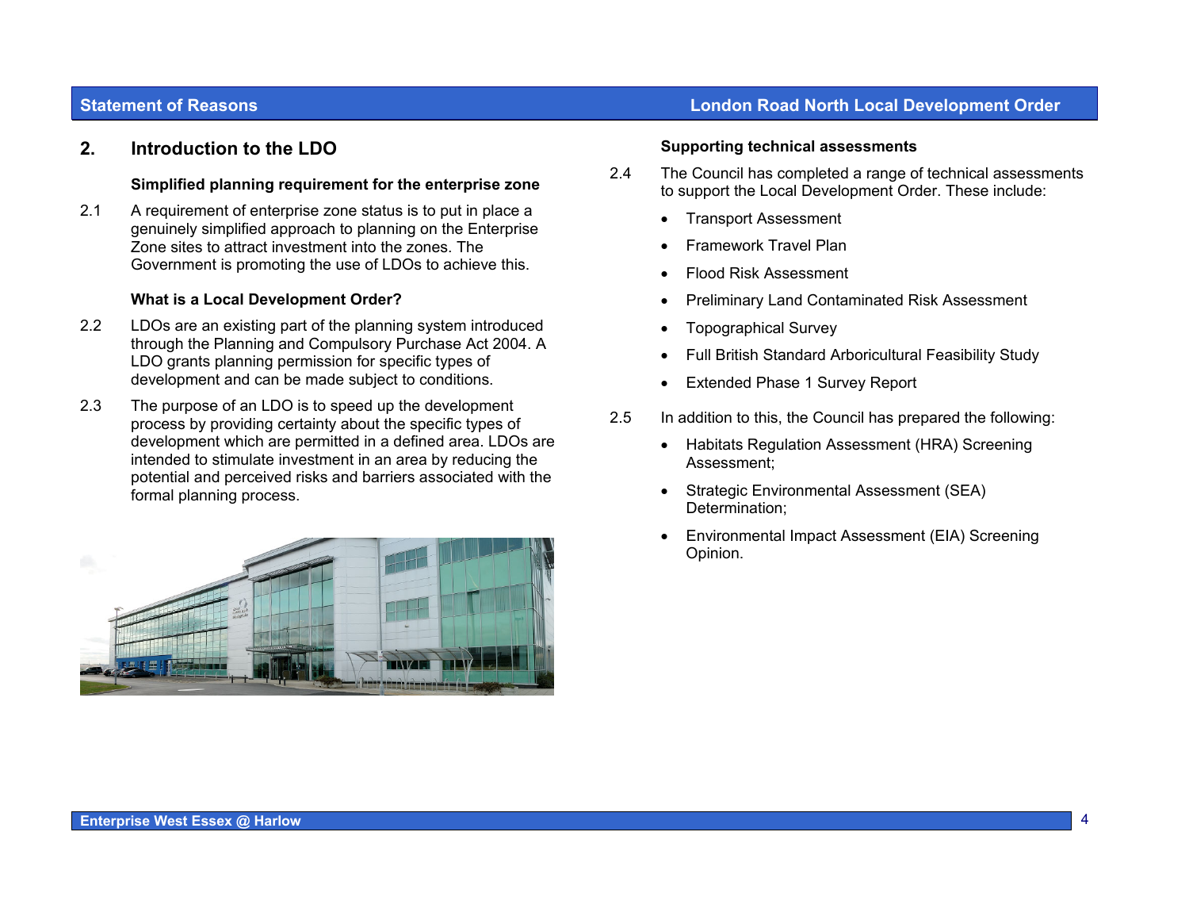## 2. Introduction to the LDO

### Simplified planning requirement for the enterprise zone

2.1 A requirement of enterprise zone status is to put in place a genuinely simplified approach to planning on the Enterprise Zone sites to attract investment into the zones. The Government is promoting the use of LDOs to achieve this.

### What is a Local Development Order?

2.2 LDOs are an existing part of the planning system introduced through the Planning and Compulsory Purchase Act 2004. A LDO grants planning permission for specific types of development and can be made subject to conditions.

2.3 The purpose of an LDO is to speed up the development process by providing certainty about the specific types of development which are permitted in a defined area. LDOs are intended to stimulate investment in an area by reducing the potential and perceived risks and barriers associated with the formal planning process.

### Supporting technical assessments

2.4 The Council has completed a range of technical assessments to support the Local Development Order. These include:

- Transport Assessment
- Framework Travel Plan
- Flood Risk Assessment
- Preliminary Land Contaminated Risk Assessment
- Topographical Survey
- Full British Standard Arboricultural Feasibility Study
- Extended Phase 1 Survey Report

2.5 In addition to this, the Council has prepared the following:

- Habitats Regulation Assessment (HRA) Screening Assessment;
- Strategic Environmental Assessment (SEA) Determination;
- Environmental Impact Assessment (EIA) Screening Opinion.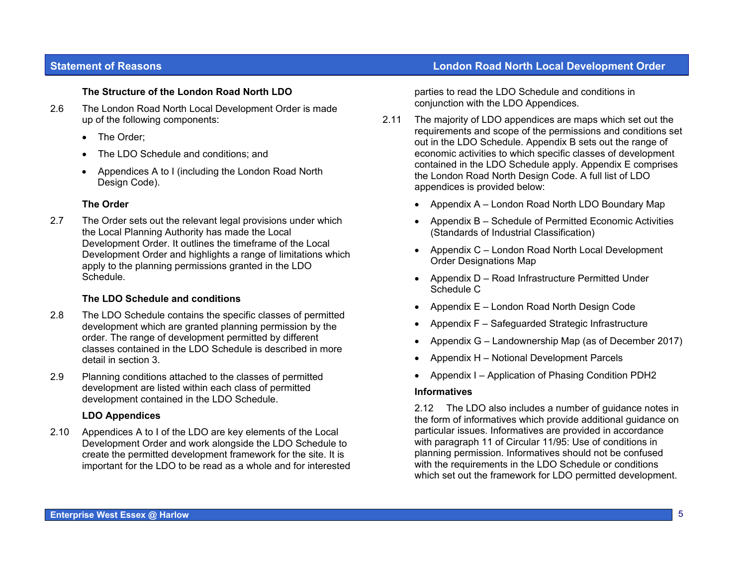### The Structure of the London Road North LDO

2.6 The London Road North Local Development Order is made up of the following components:

- The Order;
- The LDO Schedule and conditions; and
- Appendices A to I (including the London Road North Design Code).

### The Order

2.7 The Order sets out the relevant legal provisions under which the Local Planning Authority has made the Local Development Order. It outlines the timeframe of the Local Development Order and highlights a range of limitations which apply to the planning permissions granted in the LDO Schedule.

### The LDO Schedule and conditions

2.8 The LDO Schedule contains the specific classes of permitted development which are granted planning permission by the order. The range of development permitted by different classes contained in the LDO Schedule is described in more detail in section 3.

2.9 Planning conditions attached to the classes of permitted development are listed within each class of permitted development contained in the LDO Schedule.

### LDO Appendices

2.10 Appendices A to I of the LDO are key elements of the Local Development Order and work alongside the LDO Schedule to create the permitted development framework for the site. It is important for the LDO to be read as a whole and for interested parties to read the LDO Schedule and conditions in conjunction with the LDO Appendices.

2.11 The majority of LDO appendices are maps which set out the requirements and scope of the permissions and conditions set out in the LDO Schedule. Appendix B sets out the range of economic activities to which specific classes of development contained in the LDO Schedule apply. Appendix E comprises the London Road North Design Code. A full list of LDO appendices is provided below:

- Appendix A – London Road North LDO Boundary Map
- Appendix B – Schedule of Permitted Economic Activities (Standards of Industrial Classification)
- Appendix C – London Road North Local Development Order Designations Map
- Appendix D – Road Infrastructure Permitted Under Schedule C
- Appendix E – London Road North Design Code
- Appendix F – Safeguarded Strategic Infrastructure
- Appendix G – Landownership Map (as of December 2017)
- Appendix H – Notional Development Parcels
- Appendix I – Application of Phasing Condition PDH2

### Informatives

2.12 The LDO also includes a number of guidance notes in the form of informatives which provide additional guidance on particular issues. Informatives are provided in accordance with paragraph 11 of Circular 11/95: Use of conditions in planning permission. Informatives should not be confused with the requirements in the LDO Schedule or conditions which set out the framework for LDO permitted development.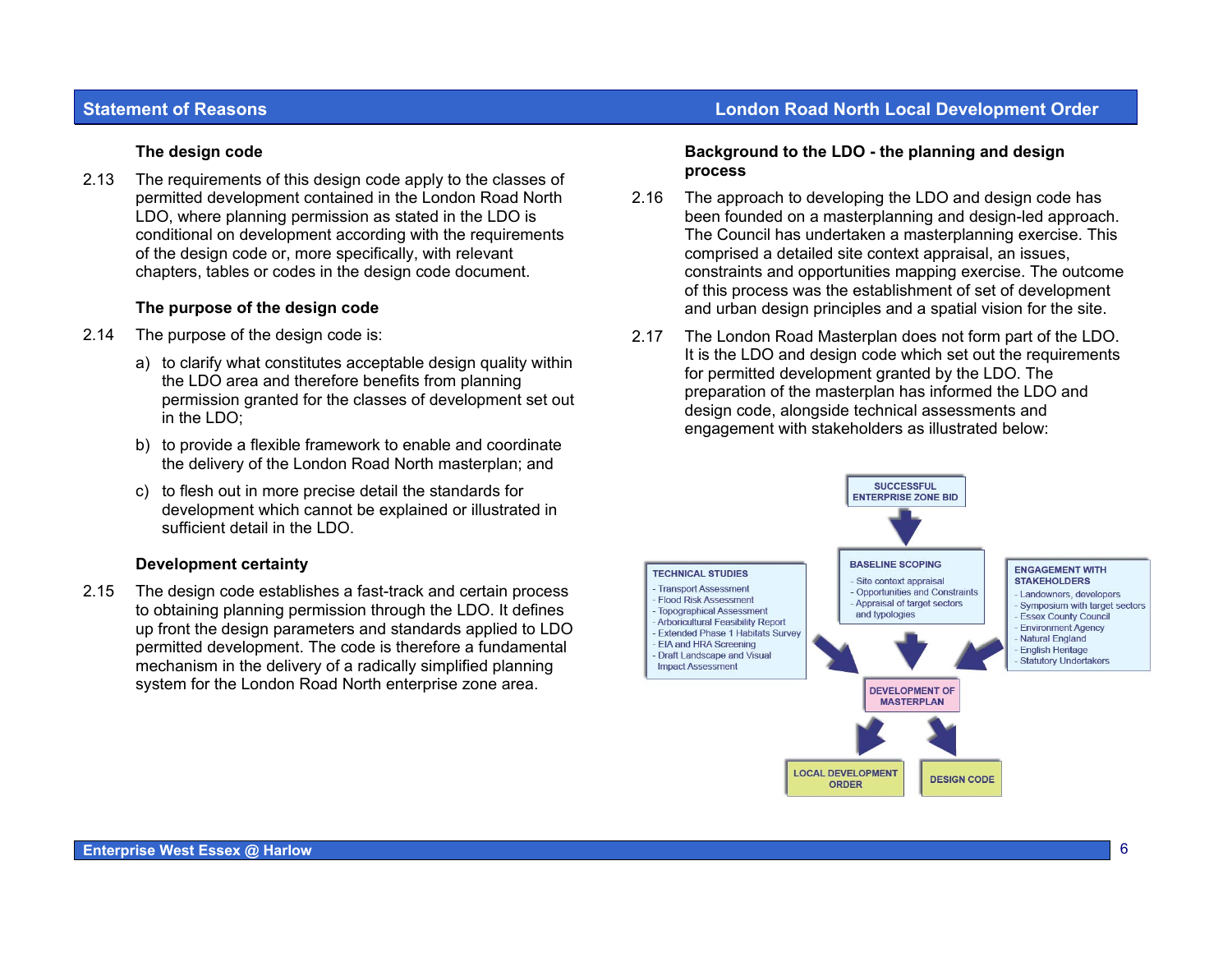### The design code

2.13 The requirements of this design code apply to the classes of permitted development contained in the London Road North LDO, where planning permission as stated in the LDO is conditional on development according with the requirements of the design code or, more specifically, with relevant chapters, tables or codes in the design code document.

### The purpose of the design code

2.14 The purpose of the design code is:

a) to clarify what constitutes acceptable design quality within the LDO area and therefore benefits from planning permission granted for the classes of development set out in the LDO;

b) to provide a flexible framework to enable and coordinate the delivery of the London Road North masterplan; and

c) to flesh out in more precise detail the standards for development which cannot be explained or illustrated in sufficient detail in the LDO.

### Development certainty

2.15 The design code establishes a fast-track and certain process to obtaining planning permission through the LDO. It defines up front the design parameters and standards applied to LDO permitted development. The code is therefore a fundamental mechanism in the delivery of a radically simplified planning system for the London Road North enterprise zone area.

### Background to the LDO - the planning and design process

2.16 The approach to developing the LDO and design code has been founded on a masterplanning and design-led approach. The Council has undertaken a masterplanning exercise. This comprised a detailed site context appraisal, an issues, constraints and opportunities mapping exercise. The outcome of this process was the establishment of set of development and urban design principles and a spatial vision for the site.

2.17 The London Road Masterplan does not form part of the LDO. It is the LDO and design code which set out the requirements for permitted development granted by the LDO. The preparation of the masterplan has informed the LDO and design code, alongside technical assessments and engagement with stakeholders as illustrated below:

SUCCESSFUL ENTERPRISE ZONE BID

TECHNICAL STUDIES
- Transport Assessment
- Flood Risk Assessment
- Topographical Assessment
- Arboricultural Feasibility Report
- Extended Phase 1 Habitats Survey
- EIA and HRA Screening
- Draft Landscape and Visual Impact Assessment

BASELINE SCOPING
- Site context appraisal
- Opportunities and Constraints
- Appraisal of target sectors and typologies

ENGAGEMENT WITH STAKEHOLDERS
- Landowners, developers
- Symposium with target sectors
- Essex County Council
- Environment Agency
- Natural England
- English Heritage
- Statutory Undertakers

DEVELOPMENT OF MASTERPLAN

LOCAL DEVELOPMENT ORDER

DESIGN CODE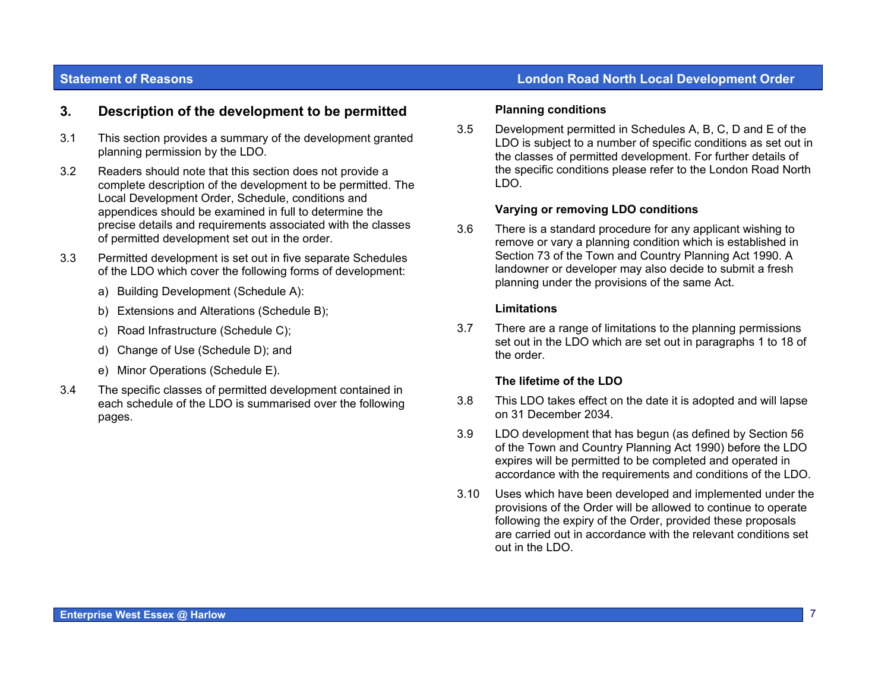## 3. Description of the development to be permitted

3.1 This section provides a summary of the development granted planning permission by the LDO.

3.2 Readers should note that this section does not provide a complete description of the development to be permitted. The Local Development Order, Schedule, conditions and appendices should be examined in full to determine the precise details and requirements associated with the classes of permitted development set out in the order.

3.3 Permitted development is set out in five separate Schedules of the LDO which cover the following forms of development:

a) Building Development (Schedule A):

b) Extensions and Alterations (Schedule B);

c) Road Infrastructure (Schedule C);

d) Change of Use (Schedule D); and

e) Minor Operations (Schedule E).

3.4 The specific classes of permitted development contained in each schedule of the LDO is summarised over the following pages.

**Planning conditions**

3.5 Development permitted in Schedules A, B, C, D and E of the LDO is subject to a number of specific conditions as set out in the classes of permitted development. For further details of the specific conditions please refer to the London Road North LDO.

**Varying or removing LDO conditions**

3.6 There is a standard procedure for any applicant wishing to remove or vary a planning condition which is established in Section 73 of the Town and Country Planning Act 1990. A landowner or developer may also decide to submit a fresh planning under the provisions of the same Act.

**Limitations**

3.7 There are a range of limitations to the planning permissions set out in the LDO which are set out in paragraphs 1 to 18 of the order.

**The lifetime of the LDO**

3.8 This LDO takes effect on the date it is adopted and will lapse on 31 December 2034.

3.9 LDO development that has begun (as defined by Section 56 of the Town and Country Planning Act 1990) before the LDO expires will be permitted to be completed and operated in accordance with the requirements and conditions of the LDO.

3.10 Uses which have been developed and implemented under the provisions of the Order will be allowed to continue to operate following the expiry of the Order, provided these proposals are carried out in accordance with the relevant conditions set out in the LDO.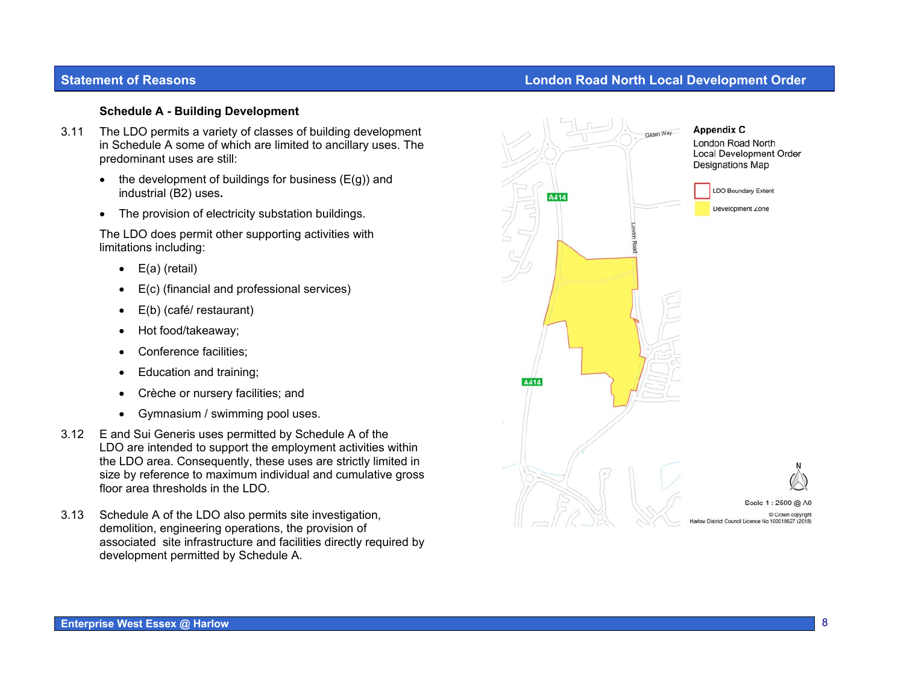### Schedule A - Building Development

3.11 The LDO permits a variety of classes of building development in Schedule A some of which are limited to ancillary uses. The predominant uses are still:

- the development of buildings for business (E(g)) and industrial (B2) uses.
- The provision of electricity substation buildings.

The LDO does permit other supporting activities with limitations including:

- E(a) (retail)
- E(c) (financial and professional services)
- E(b) (café/ restaurant)
- Hot food/takeaway;
- Conference facilities;
- Education and training;
- Crèche or nursery facilities; and
- Gymnasium / swimming pool uses.

3.12 E and Sui Generis uses permitted by Schedule A of the LDO are intended to support the employment activities within the LDO area. Consequently, these uses are strictly limited in size by reference to maximum individual and cumulative gross floor area thresholds in the LDO.

3.13 Schedule A of the LDO also permits site investigation, demolition, engineering operations, the provision of associated site infrastructure and facilities directly required by development permitted by Schedule A.

**Appendix C**
London Road North
Local Development Order
Designations Map

LDO Boundary Extent
Development Zone

Gilden Way
A414
London Road
A414

N

Scale 1 : 2500 @ A0

© Crown copyright
Harlow District Council Licence No 100019627 (2018)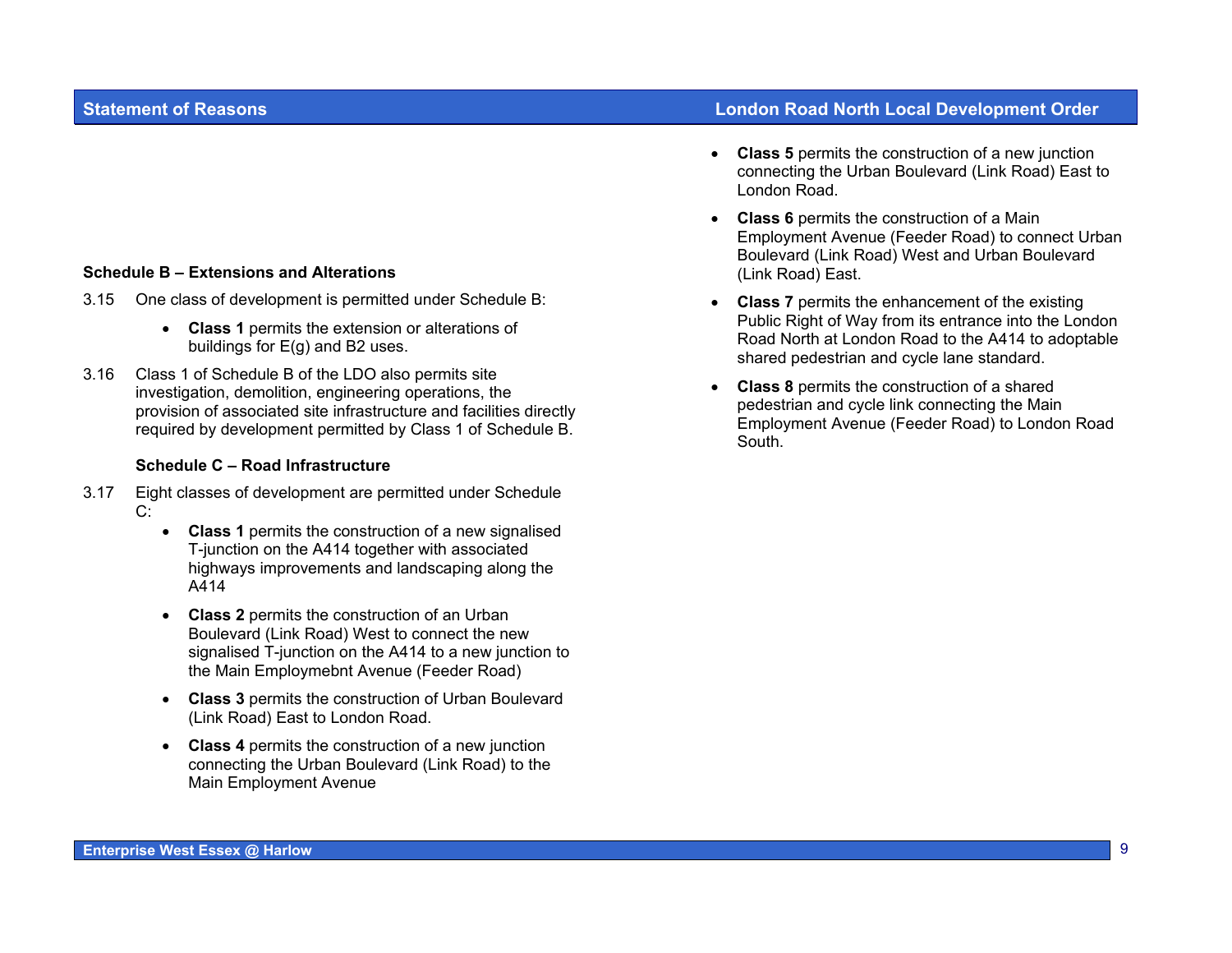### Schedule B – Extensions and Alterations

3.15 One class of development is permitted under Schedule B:

- **Class 1** permits the extension or alterations of buildings for E(g) and B2 uses.

3.16 Class 1 of Schedule B of the LDO also permits site investigation, demolition, engineering operations, the provision of associated site infrastructure and facilities directly required by development permitted by Class 1 of Schedule B.

### Schedule C – Road Infrastructure

3.17 Eight classes of development are permitted under Schedule C:

- **Class 1** permits the construction of a new signalised T-junction on the A414 together with associated highways improvements and landscaping along the A414
- **Class 2** permits the construction of an Urban Boulevard (Link Road) West to connect the new signalised T-junction on the A414 to a new junction to the Main Employmebnt Avenue (Feeder Road)
- **Class 3** permits the construction of Urban Boulevard (Link Road) East to London Road.
- **Class 4** permits the construction of a new junction connecting the Urban Boulevard (Link Road) to the Main Employment Avenue
- **Class 5** permits the construction of a new junction connecting the Urban Boulevard (Link Road) East to London Road.
- **Class 6** permits the construction of a Main Employment Avenue (Feeder Road) to connect Urban Boulevard (Link Road) West and Urban Boulevard (Link Road) East.
- **Class 7** permits the enhancement of the existing Public Right of Way from its entrance into the London Road North at London Road to the A414 to adoptable shared pedestrian and cycle lane standard.
- **Class 8** permits the construction of a shared pedestrian and cycle link connecting the Main Employment Avenue (Feeder Road) to London Road South.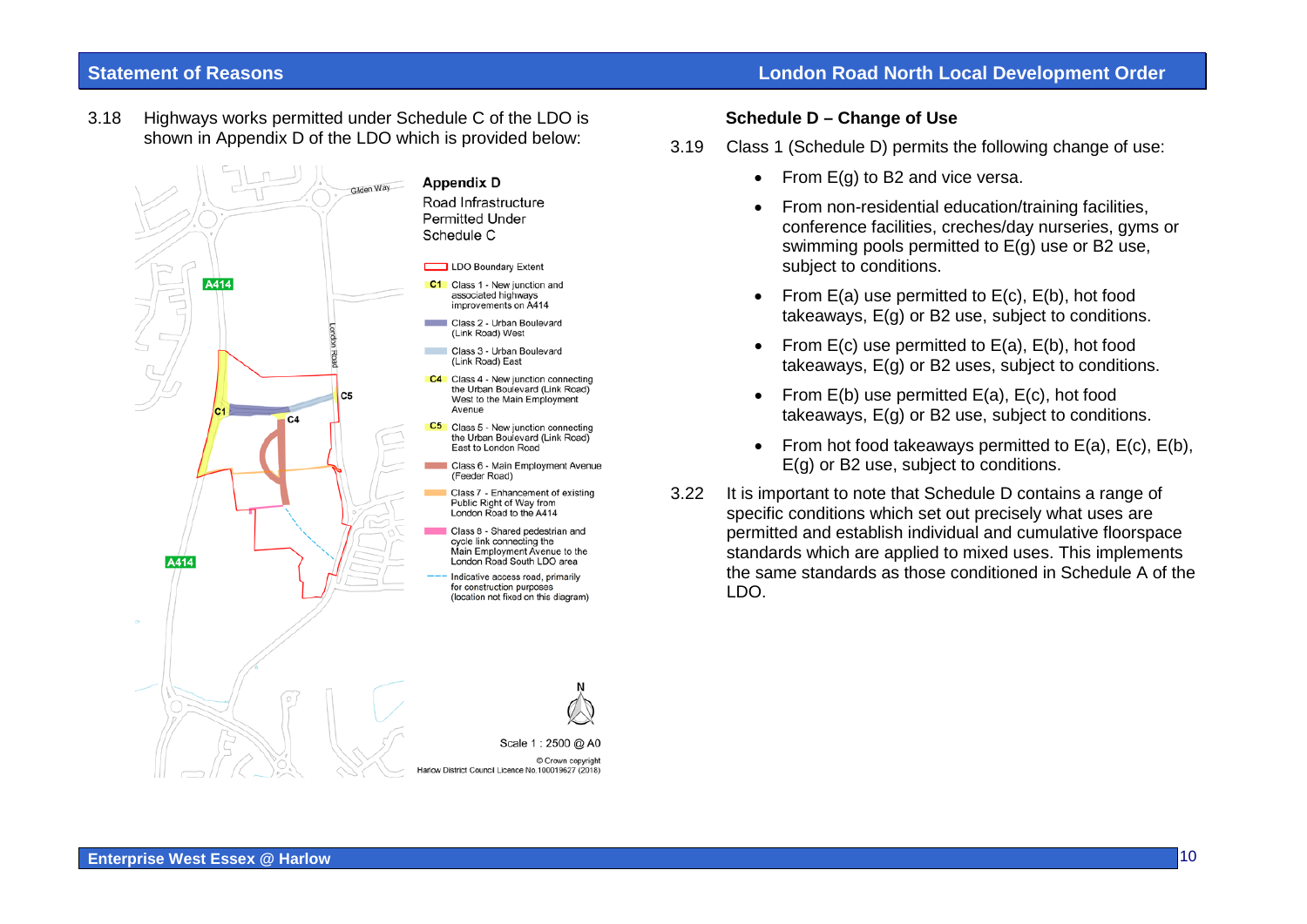3.18 Highways works permitted under Schedule C of the LDO is shown in Appendix D of the LDO which is provided below:

**Appendix D**

Road Infrastructure Permitted Under Schedule C

- LDO Boundary Extent
- C1 Class 1 - New junction and associated highways improvements on A414
- Class 2 - Urban Boulevard (Link Road) West
- Class 3 - Urban Boulevard (Link Road) East
- C4 Class 4 - New junction connecting the Urban Boulevard (Link Road) West to the Main Employment Avenue
- C5 Class 5 - New junction connecting the Urban Boulevard (Link Road) East to London Road
- Class 6 - Main Employment Avenue (Feeder Road)
- Class 7 - Enhancement of existing Public Right of Way from London Road to the A414
- Class 8 - Shared pedestrian and cycle link connecting the Main Employment Avenue to the London Road South LDO area
- Indicative access road, primarily for construction purposes (location not fixed on this diagram)

Scale 1 : 2500 @ A0

© Crown copyright
Harlow District Council Licence No.100019627 (2018)

### Schedule D – Change of Use

3.19 Class 1 (Schedule D) permits the following change of use:

- From E(g) to B2 and vice versa.
- From non-residential education/training facilities, conference facilities, creches/day nurseries, gyms or swimming pools permitted to E(g) use or B2 use, subject to conditions.
- From E(a) use permitted to E(c), E(b), hot food takeaways, E(g) or B2 use, subject to conditions.
- From E(c) use permitted to E(a), E(b), hot food takeaways, E(g) or B2 uses, subject to conditions.
- From E(b) use permitted E(a), E(c), hot food takeaways, E(g) or B2 use, subject to conditions.
- From hot food takeaways permitted to E(a), E(c), E(b), E(g) or B2 use, subject to conditions.

3.22 It is important to note that Schedule D contains a range of specific conditions which set out precisely what uses are permitted and establish individual and cumulative floorspace standards which are applied to mixed uses. This implements the same standards as those conditioned in Schedule A of the LDO.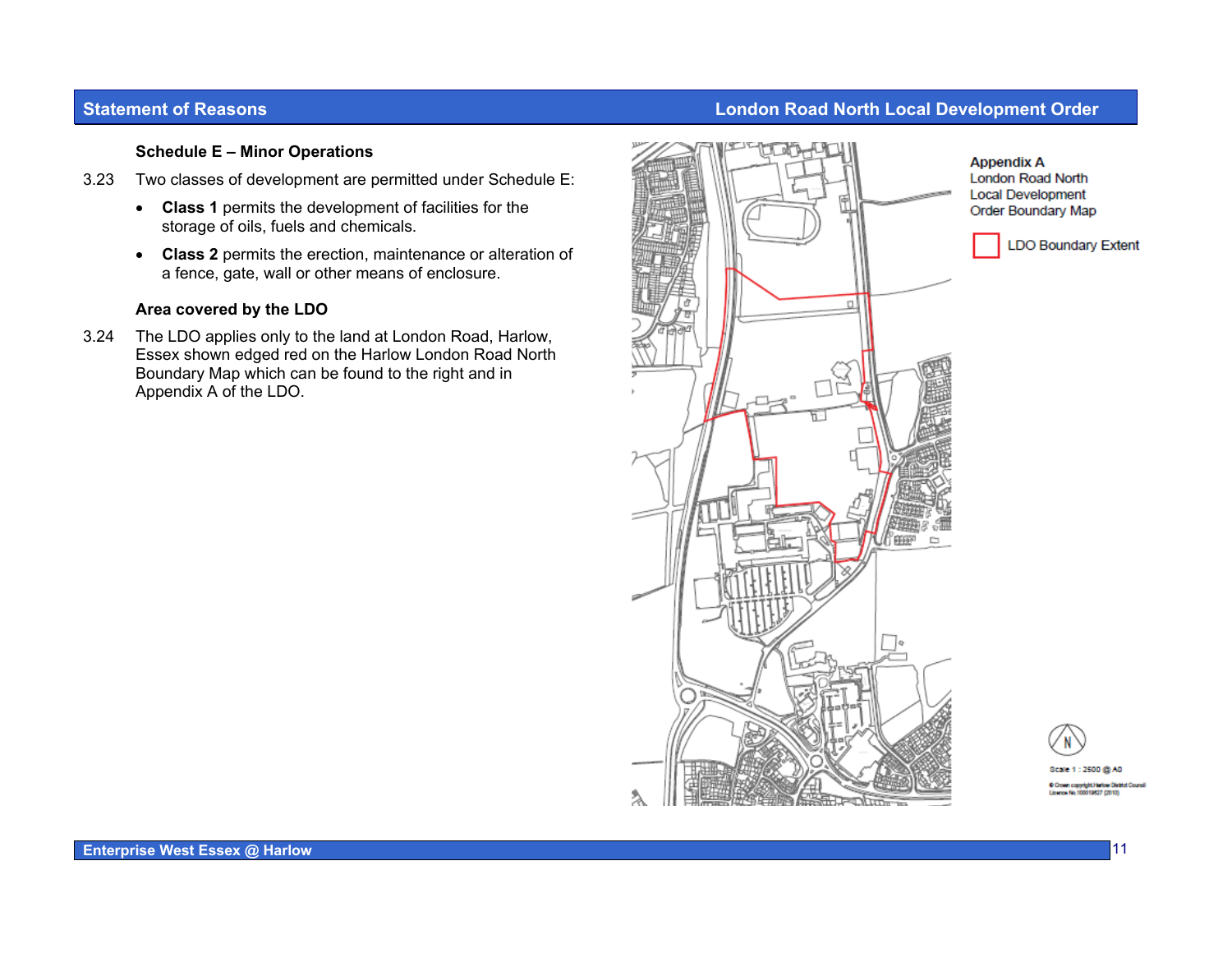### Schedule E – Minor Operations

3.23 Two classes of development are permitted under Schedule E:

- **Class 1** permits the development of facilities for the storage of oils, fuels and chemicals.
- **Class 2** permits the erection, maintenance or alteration of a fence, gate, wall or other means of enclosure.

### Area covered by the LDO

3.24 The LDO applies only to the land at London Road, Harlow, Essex shown edged red on the Harlow London Road North Boundary Map which can be found to the right and in Appendix A of the LDO.

**Appendix A**
London Road North Local Development Order Boundary Map

LDO Boundary Extent

Scale 1 : 2500 @ A0

© Crown copyright Harlow District Council Licence No. 100019627 (2010)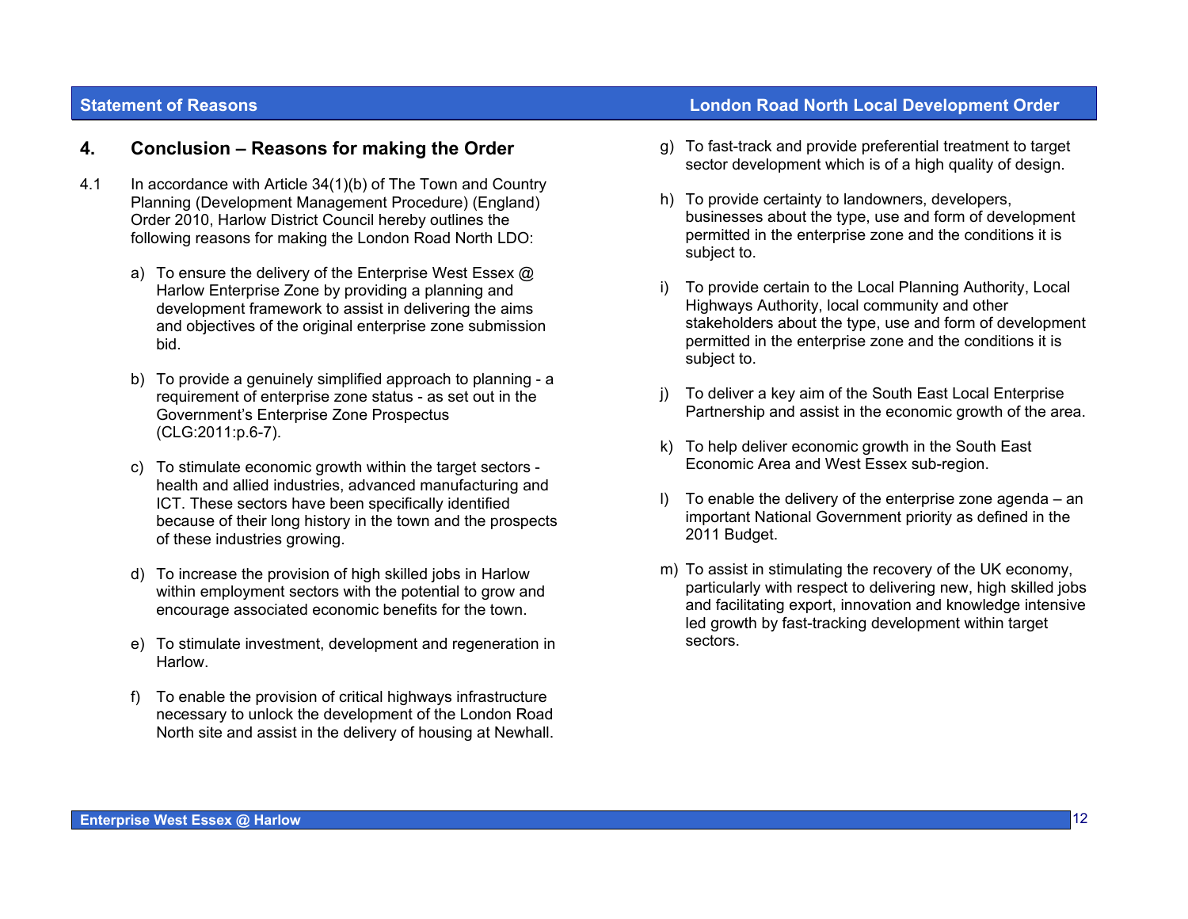## 4. Conclusion – Reasons for making the Order

4.1 In accordance with Article 34(1)(b) of The Town and Country Planning (Development Management Procedure) (England) Order 2010, Harlow District Council hereby outlines the following reasons for making the London Road North LDO:

a) To ensure the delivery of the Enterprise West Essex @ Harlow Enterprise Zone by providing a planning and development framework to assist in delivering the aims and objectives of the original enterprise zone submission bid.

b) To provide a genuinely simplified approach to planning - a requirement of enterprise zone status - as set out in the Government's Enterprise Zone Prospectus (CLG:2011:p.6-7).

c) To stimulate economic growth within the target sectors - health and allied industries, advanced manufacturing and ICT. These sectors have been specifically identified because of their long history in the town and the prospects of these industries growing.

d) To increase the provision of high skilled jobs in Harlow within employment sectors with the potential to grow and encourage associated economic benefits for the town.

e) To stimulate investment, development and regeneration in Harlow.

f) To enable the provision of critical highways infrastructure necessary to unlock the development of the London Road North site and assist in the delivery of housing at Newhall.

g) To fast-track and provide preferential treatment to target sector development which is of a high quality of design.

h) To provide certainty to landowners, developers, businesses about the type, use and form of development permitted in the enterprise zone and the conditions it is subject to.

i) To provide certain to the Local Planning Authority, Local Highways Authority, local community and other stakeholders about the type, use and form of development permitted in the enterprise zone and the conditions it is subject to.

j) To deliver a key aim of the South East Local Enterprise Partnership and assist in the economic growth of the area.

k) To help deliver economic growth in the South East Economic Area and West Essex sub-region.

l) To enable the delivery of the enterprise zone agenda – an important National Government priority as defined in the 2011 Budget.

m) To assist in stimulating the recovery of the UK economy, particularly with respect to delivering new, high skilled jobs and facilitating export, innovation and knowledge intensive led growth by fast-tracking development within target sectors.